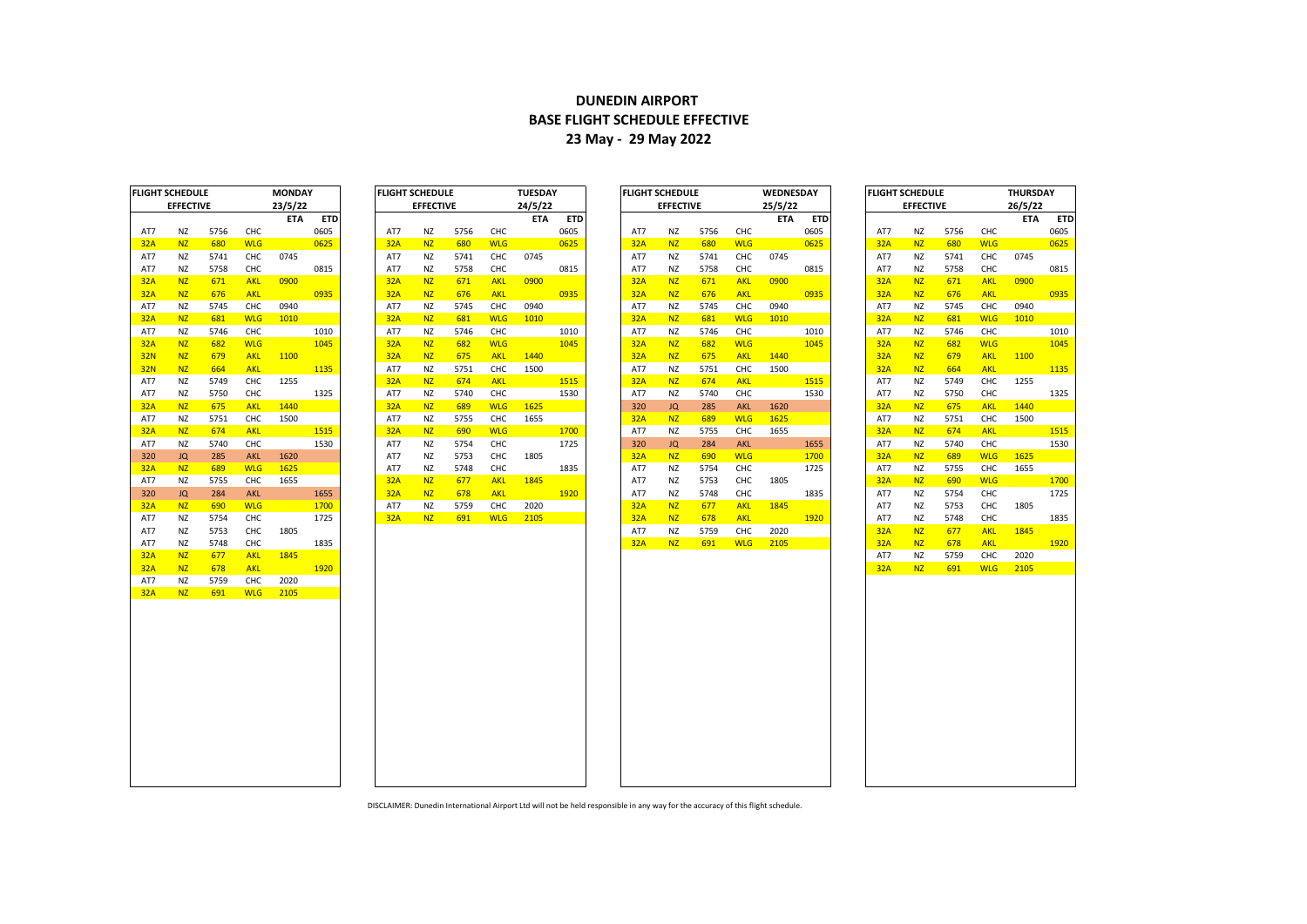# DUNEDIN AIRPORT
## BASE FLIGHT SCHEDULE EFFECTIVE
## 23 May - 29 May 2022

### FLIGHT SCHEDULE EFFECTIVE — MONDAY 23/5/22

| | | | | ETA | ETD |
|---|---|---|---|---|---|
| AT7 | NZ | 5756 | CHC | | 0605 |
| 32A | NZ | 680 | WLG | | 0625 |
| AT7 | NZ | 5741 | CHC | 0745 | |
| AT7 | NZ | 5758 | CHC | | 0815 |
| 32A | NZ | 671 | AKL | 0900 | |
| 32A | NZ | 676 | AKL | | 0935 |
| AT7 | NZ | 5745 | CHC | 0940 | |
| 32A | NZ | 681 | WLG | 1010 | |
| AT7 | NZ | 5746 | CHC | | 1010 |
| 32A | NZ | 682 | WLG | | 1045 |
| 32N | NZ | 679 | AKL | 1100 | |
| 32N | NZ | 664 | AKL | | 1135 |
| AT7 | NZ | 5749 | CHC | 1255 | |
| AT7 | NZ | 5750 | CHC | | 1325 |
| 32A | NZ | 675 | AKL | 1440 | |
| AT7 | NZ | 5751 | CHC | 1500 | |
| 32A | NZ | 674 | AKL | | 1515 |
| AT7 | NZ | 5740 | CHC | | 1530 |
| 320 | JQ | 285 | AKL | 1620 | |
| 32A | NZ | 689 | WLG | 1625 | |
| AT7 | NZ | 5755 | CHC | 1655 | |
| 320 | JQ | 284 | AKL | | 1655 |
| 32A | NZ | 690 | WLG | | 1700 |
| AT7 | NZ | 5754 | CHC | | 1725 |
| AT7 | NZ | 5753 | CHC | 1805 | |
| AT7 | NZ | 5748 | CHC | | 1835 |
| 32A | NZ | 677 | AKL | 1845 | |
| 32A | NZ | 678 | AKL | | 1920 |
| AT7 | NZ | 5759 | CHC | 2020 | |
| 32A | NZ | 691 | WLG | 2105 | |

### FLIGHT SCHEDULE EFFECTIVE — TUESDAY 24/5/22

| | | | | ETA | ETD |
|---|---|---|---|---|---|
| AT7 | NZ | 5756 | CHC | | 0605 |
| 32A | NZ | 680 | WLG | | 0625 |
| AT7 | NZ | 5741 | CHC | 0745 | |
| AT7 | NZ | 5758 | CHC | | 0815 |
| 32A | NZ | 671 | AKL | 0900 | |
| 32A | NZ | 676 | AKL | | 0935 |
| AT7 | NZ | 5745 | CHC | 0940 | |
| 32A | NZ | 681 | WLG | 1010 | |
| AT7 | NZ | 5746 | CHC | | 1010 |
| 32A | NZ | 682 | WLG | | 1045 |
| 32A | NZ | 675 | AKL | 1440 | |
| AT7 | NZ | 5751 | CHC | 1500 | |
| 32A | NZ | 674 | AKL | | 1515 |
| AT7 | NZ | 5740 | CHC | | 1530 |
| 32A | NZ | 689 | WLG | 1625 | |
| AT7 | NZ | 5755 | CHC | 1655 | |
| 32A | NZ | 690 | WLG | | 1700 |
| AT7 | NZ | 5754 | CHC | | 1725 |
| AT7 | NZ | 5753 | CHC | 1805 | |
| AT7 | NZ | 5748 | CHC | | 1835 |
| 32A | NZ | 677 | AKL | 1845 | |
| 32A | NZ | 678 | AKL | | 1920 |
| AT7 | NZ | 5759 | CHC | 2020 | |
| 32A | NZ | 691 | WLG | 2105 | |

### FLIGHT SCHEDULE EFFECTIVE — WEDNESDAY 25/5/22

| | | | | ETA | ETD |
|---|---|---|---|---|---|
| AT7 | NZ | 5756 | CHC | | 0605 |
| 32A | NZ | 680 | WLG | | 0625 |
| AT7 | NZ | 5741 | CHC | 0745 | |
| AT7 | NZ | 5758 | CHC | | 0815 |
| 32A | NZ | 671 | AKL | 0900 | |
| 32A | NZ | 676 | AKL | | 0935 |
| AT7 | NZ | 5745 | CHC | 0940 | |
| 32A | NZ | 681 | WLG | 1010 | |
| AT7 | NZ | 5746 | CHC | | 1010 |
| 32A | NZ | 682 | WLG | | 1045 |
| 32A | NZ | 675 | AKL | 1440 | |
| AT7 | NZ | 5751 | CHC | 1500 | |
| 32A | NZ | 674 | AKL | | 1515 |
| AT7 | NZ | 5740 | CHC | | 1530 |
| 320 | JQ | 285 | AKL | 1620 | |
| 32A | NZ | 689 | WLG | 1625 | |
| AT7 | NZ | 5755 | CHC | 1655 | |
| 320 | JQ | 284 | AKL | | 1655 |
| 32A | NZ | 690 | WLG | | 1700 |
| AT7 | NZ | 5754 | CHC | | 1725 |
| AT7 | NZ | 5753 | CHC | 1805 | |
| AT7 | NZ | 5748 | CHC | | 1835 |
| 32A | NZ | 677 | AKL | 1845 | |
| 32A | NZ | 678 | AKL | | 1920 |
| AT7 | NZ | 5759 | CHC | 2020 | |
| 32A | NZ | 691 | WLG | 2105 | |

### FLIGHT SCHEDULE EFFECTIVE — THURSDAY 26/5/22

| | | | | ETA | ETD |
|---|---|---|---|---|---|
| AT7 | NZ | 5756 | CHC | | 0605 |
| 32A | NZ | 680 | WLG | | 0625 |
| AT7 | NZ | 5741 | CHC | 0745 | |
| AT7 | NZ | 5758 | CHC | | 0815 |
| 32A | NZ | 671 | AKL | 0900 | |
| 32A | NZ | 676 | AKL | | 0935 |
| AT7 | NZ | 5745 | CHC | 0940 | |
| 32A | NZ | 681 | WLG | 1010 | |
| AT7 | NZ | 5746 | CHC | | 1010 |
| 32A | NZ | 682 | WLG | | 1045 |
| 32A | NZ | 679 | AKL | 1100 | |
| 32A | NZ | 664 | AKL | | 1135 |
| AT7 | NZ | 5749 | CHC | 1255 | |
| AT7 | NZ | 5750 | CHC | | 1325 |
| 32A | NZ | 675 | AKL | 1440 | |
| AT7 | NZ | 5751 | CHC | 1500 | |
| 32A | NZ | 674 | AKL | | 1515 |
| AT7 | NZ | 5740 | CHC | | 1530 |
| 32A | NZ | 689 | WLG | 1625 | |
| AT7 | NZ | 5755 | CHC | 1655 | |
| 32A | NZ | 690 | WLG | | 1700 |
| AT7 | NZ | 5754 | CHC | | 1725 |
| AT7 | NZ | 5753 | CHC | 1805 | |
| AT7 | NZ | 5748 | CHC | | 1835 |
| 32A | NZ | 677 | AKL | 1845 | |
| 32A | NZ | 678 | AKL | | 1920 |
| AT7 | NZ | 5759 | CHC | 2020 | |
| 32A | NZ | 691 | WLG | 2105 | |

DISCLAIMER: Dunedin International Airport Ltd will not be held responsible in any way for the accuracy of this flight schedule.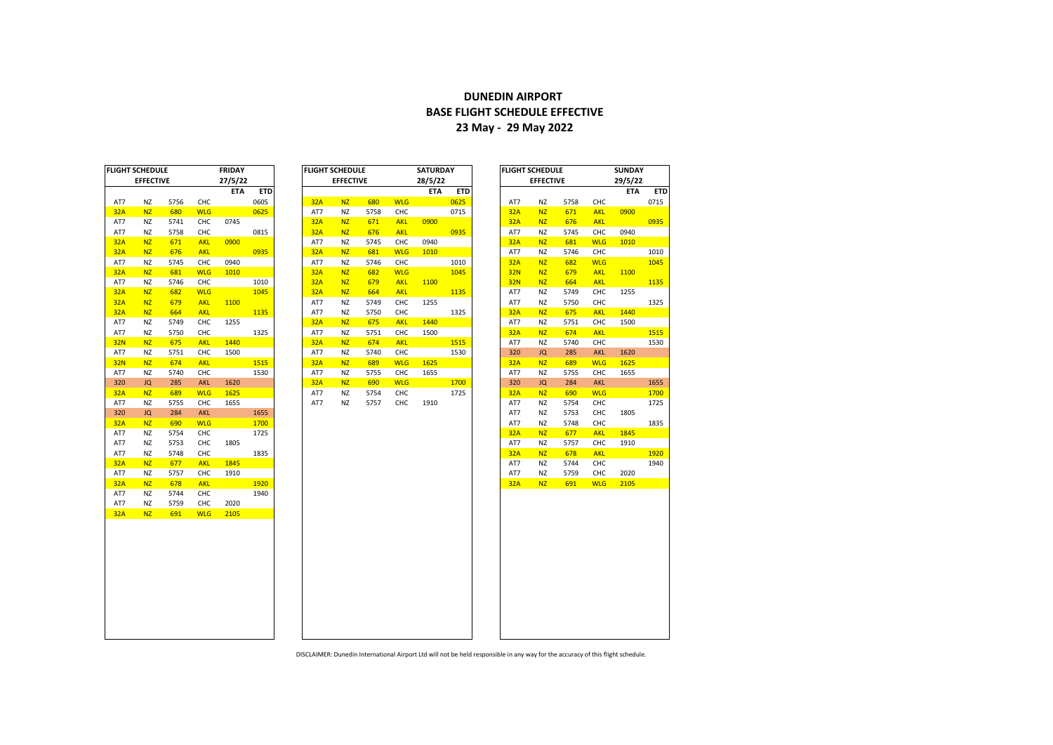# DUNEDIN AIRPORT
## BASE FLIGHT SCHEDULE EFFECTIVE
### 23 May - 29 May 2022

| FLIGHT SCHEDULE | | | | FRIDAY | |
|---|---|---|---|---|---|
| EFFECTIVE | | | | 27/5/22 | |
| | | | | ETA | ETD |
| AT7 | NZ | 5756 | CHC | | 0605 |
| 32A | NZ | 680 | WLG | | 0625 |
| AT7 | NZ | 5741 | CHC | 0745 | |
| AT7 | NZ | 5758 | CHC | | 0815 |
| 32A | NZ | 671 | AKL | 0900 | |
| 32A | NZ | 676 | AKL | | 0935 |
| AT7 | NZ | 5745 | CHC | 0940 | |
| 32A | NZ | 681 | WLG | 1010 | |
| AT7 | NZ | 5746 | CHC | | 1010 |
| 32A | NZ | 682 | WLG | | 1045 |
| 32A | NZ | 679 | AKL | 1100 | |
| 32A | NZ | 664 | AKL | | 1135 |
| AT7 | NZ | 5749 | CHC | 1255 | |
| AT7 | NZ | 5750 | CHC | | 1325 |
| 32N | NZ | 675 | AKL | 1440 | |
| AT7 | NZ | 5751 | CHC | 1500 | |
| 32N | NZ | 674 | AKL | | 1515 |
| AT7 | NZ | 5740 | CHC | | 1530 |
| 320 | JQ | 285 | AKL | 1620 | |
| 32A | NZ | 689 | WLG | 1625 | |
| AT7 | NZ | 5755 | CHC | 1655 | |
| 320 | JQ | 284 | AKL | | 1655 |
| 32A | NZ | 690 | WLG | | 1700 |
| AT7 | NZ | 5754 | CHC | | 1725 |
| AT7 | NZ | 5753 | CHC | 1805 | |
| AT7 | NZ | 5748 | CHC | | 1835 |
| 32A | NZ | 677 | AKL | 1845 | |
| AT7 | NZ | 5757 | CHC | 1910 | |
| 32A | NZ | 678 | AKL | | 1920 |
| AT7 | NZ | 5744 | CHC | | 1940 |
| AT7 | NZ | 5759 | CHC | 2020 | |
| 32A | NZ | 691 | WLG | 2105 | |

| FLIGHT SCHEDULE | | | | SATURDAY | |
|---|---|---|---|---|---|
| EFFECTIVE | | | | 28/5/22 | |
| | | | | ETA | ETD |
| 32A | NZ | 680 | WLG | | 0625 |
| AT7 | NZ | 5758 | CHC | | 0715 |
| 32A | NZ | 671 | AKL | 0900 | |
| 32A | NZ | 676 | AKL | | 0935 |
| AT7 | NZ | 5745 | CHC | 0940 | |
| 32A | NZ | 681 | WLG | 1010 | |
| AT7 | NZ | 5746 | CHC | | 1010 |
| 32A | NZ | 682 | WLG | | 1045 |
| 32A | NZ | 679 | AKL | 1100 | |
| 32A | NZ | 664 | AKL | | 1135 |
| AT7 | NZ | 5749 | CHC | 1255 | |
| AT7 | NZ | 5750 | CHC | | 1325 |
| 32A | NZ | 675 | AKL | 1440 | |
| AT7 | NZ | 5751 | CHC | 1500 | |
| 32A | NZ | 674 | AKL | | 1515 |
| AT7 | NZ | 5740 | CHC | | 1530 |
| 32A | NZ | 689 | WLG | 1625 | |
| AT7 | NZ | 5755 | CHC | 1655 | |
| 32A | NZ | 690 | WLG | | 1700 |
| AT7 | NZ | 5754 | CHC | | 1725 |
| AT7 | NZ | 5757 | CHC | 1910 | |

| FLIGHT SCHEDULE | | | | SUNDAY | |
|---|---|---|---|---|---|
| EFFECTIVE | | | | 29/5/22 | |
| | | | | ETA | ETD |
| AT7 | NZ | 5758 | CHC | | 0715 |
| 32A | NZ | 671 | AKL | 0900 | |
| 32A | NZ | 676 | AKL | | 0935 |
| AT7 | NZ | 5745 | CHC | 0940 | |
| 32A | NZ | 681 | WLG | 1010 | |
| AT7 | NZ | 5746 | CHC | | 1010 |
| 32A | NZ | 682 | WLG | | 1045 |
| 32N | NZ | 679 | AKL | 1100 | |
| 32N | NZ | 664 | AKL | | 1135 |
| AT7 | NZ | 5749 | CHC | 1255 | |
| AT7 | NZ | 5750 | CHC | | 1325 |
| 32A | NZ | 675 | AKL | 1440 | |
| AT7 | NZ | 5751 | CHC | 1500 | |
| 32A | NZ | 674 | AKL | | 1515 |
| AT7 | NZ | 5740 | CHC | | 1530 |
| 320 | JQ | 285 | AKL | 1620 | |
| 32A | NZ | 689 | WLG | 1625 | |
| AT7 | NZ | 5755 | CHC | 1655 | |
| 320 | JQ | 284 | AKL | | 1655 |
| 32A | NZ | 690 | WLG | | 1700 |
| AT7 | NZ | 5754 | CHC | | 1725 |
| AT7 | NZ | 5753 | CHC | 1805 | |
| AT7 | NZ | 5748 | CHC | | 1835 |
| 32A | NZ | 677 | AKL | 1845 | |
| AT7 | NZ | 5757 | CHC | 1910 | |
| 32A | NZ | 678 | AKL | | 1920 |
| AT7 | NZ | 5744 | CHC | | 1940 |
| AT7 | NZ | 5759 | CHC | 2020 | |
| 32A | NZ | 691 | WLG | 2105 | |

DISCLAIMER: Dunedin International Airport Ltd will not be held responsible in any way for the accuracy of this flight schedule.